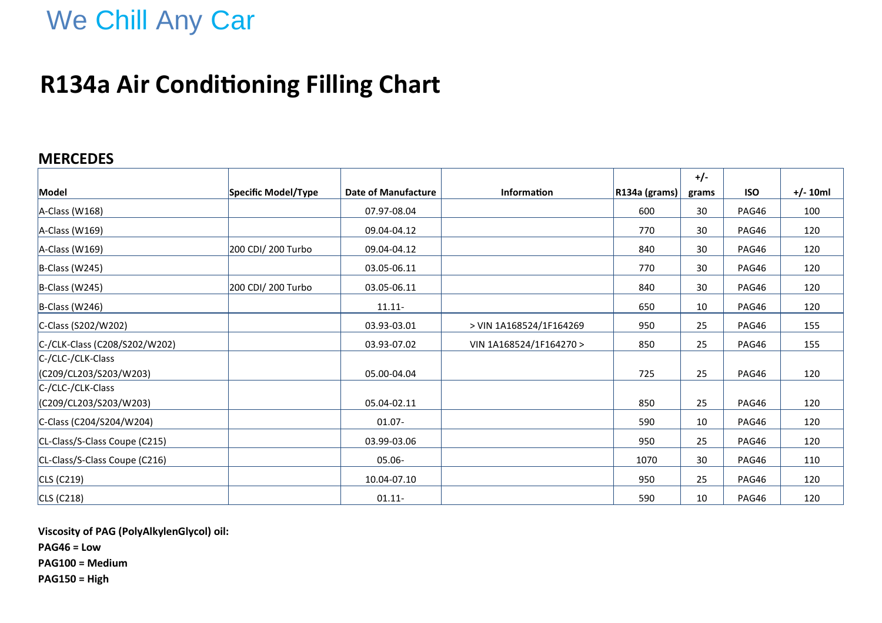We Chill Any Car

# R134a Air Conditioning Filling Chart

## MERCEDES

| Model | Specific Model/Type | Date of Manufacture | Information | R134a (grams) | +/- grams | ISO | +/- 10ml |
|---|---|---|---|---|---|---|---|
| A-Class (W168) | | 07.97-08.04 | | 600 | 30 | PAG46 | 100 |
| A-Class (W169) | | 09.04-04.12 | | 770 | 30 | PAG46 | 120 |
| A-Class (W169) | 200 CDI/ 200 Turbo | 09.04-04.12 | | 840 | 30 | PAG46 | 120 |
| B-Class (W245) | | 03.05-06.11 | | 770 | 30 | PAG46 | 120 |
| B-Class (W245) | 200 CDI/ 200 Turbo | 03.05-06.11 | | 840 | 30 | PAG46 | 120 |
| B-Class (W246) | | 11.11- | | 650 | 10 | PAG46 | 120 |
| C-Class (S202/W202) | | 03.93-03.01 | > VIN 1A168524/1F164269 | 950 | 25 | PAG46 | 155 |
| C-/CLK-Class (C208/S202/W202) | | 03.93-07.02 | VIN 1A168524/1F164270 > | 850 | 25 | PAG46 | 155 |
| C-/CLC-/CLK-Class (C209/CL203/S203/W203) | | 05.00-04.04 | | 725 | 25 | PAG46 | 120 |
| C-/CLC-/CLK-Class (C209/CL203/S203/W203) | | 05.04-02.11 | | 850 | 25 | PAG46 | 120 |
| C-Class (C204/S204/W204) | | 01.07- | | 590 | 10 | PAG46 | 120 |
| CL-Class/S-Class Coupe (C215) | | 03.99-03.06 | | 950 | 25 | PAG46 | 120 |
| CL-Class/S-Class Coupe (C216) | | 05.06- | | 1070 | 30 | PAG46 | 110 |
| CLS (C219) | | 10.04-07.10 | | 950 | 25 | PAG46 | 120 |
| CLS (C218) | | 01.11- | | 590 | 10 | PAG46 | 120 |

**Viscosity of PAG (PolyAlkylenGlycol) oil:**
**PAG46 = Low**
**PAG100 = Medium**
**PAG150 = High**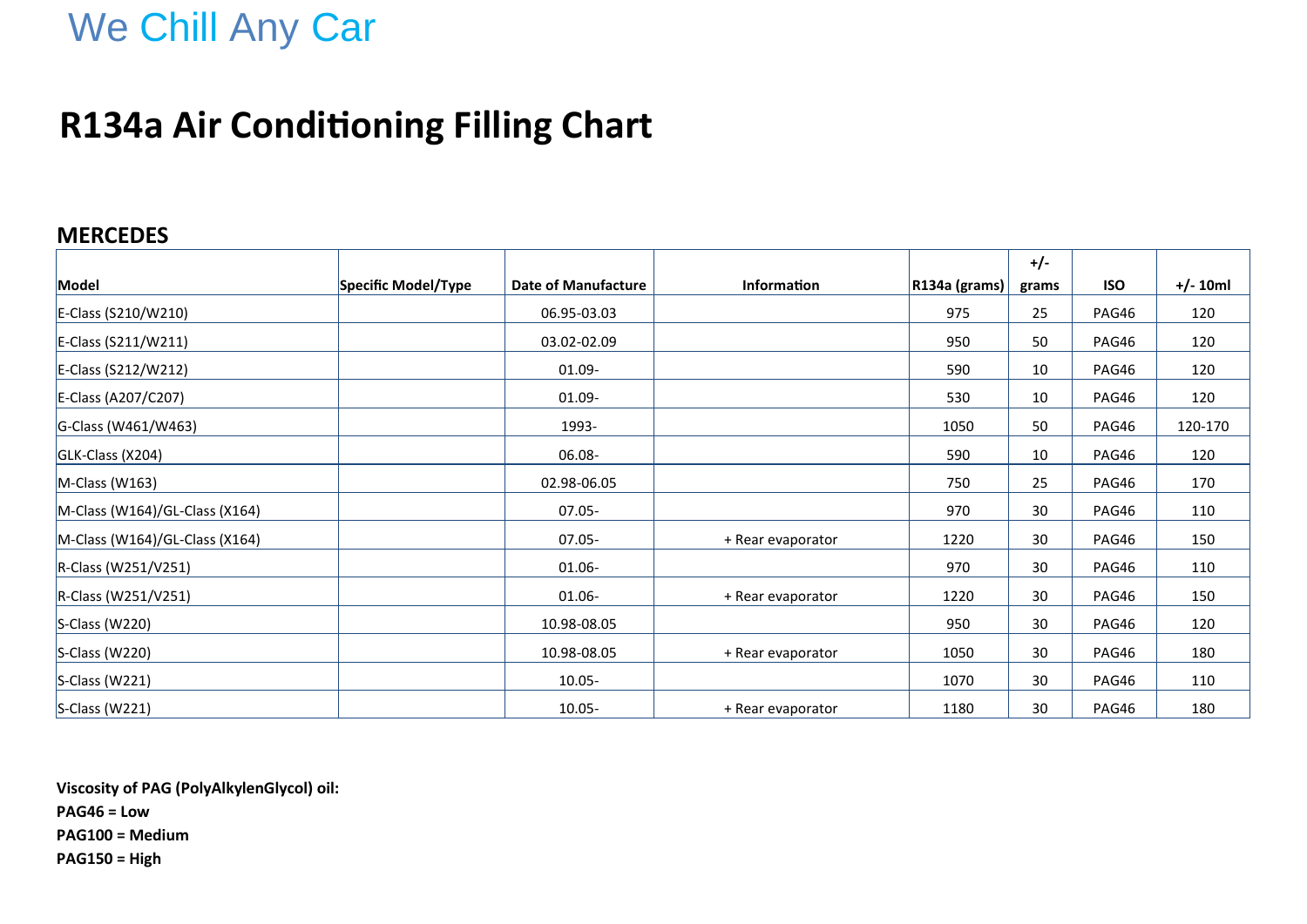We Chill Any Car

# R134a Air Conditioning Filling Chart

## MERCEDES

| Model | Specific Model/Type | Date of Manufacture | Information | R134a (grams) | +/- grams | ISO | +/- 10ml |
|---|---|---|---|---|---|---|---|
| E-Class (S210/W210) | | 06.95-03.03 | | 975 | 25 | PAG46 | 120 |
| E-Class (S211/W211) | | 03.02-02.09 | | 950 | 50 | PAG46 | 120 |
| E-Class (S212/W212) | | 01.09- | | 590 | 10 | PAG46 | 120 |
| E-Class (A207/C207) | | 01.09- | | 530 | 10 | PAG46 | 120 |
| G-Class (W461/W463) | | 1993- | | 1050 | 50 | PAG46 | 120-170 |
| GLK-Class (X204) | | 06.08- | | 590 | 10 | PAG46 | 120 |
| M-Class (W163) | | 02.98-06.05 | | 750 | 25 | PAG46 | 170 |
| M-Class (W164)/GL-Class (X164) | | 07.05- | | 970 | 30 | PAG46 | 110 |
| M-Class (W164)/GL-Class (X164) | | 07.05- | + Rear evaporator | 1220 | 30 | PAG46 | 150 |
| R-Class (W251/V251) | | 01.06- | | 970 | 30 | PAG46 | 110 |
| R-Class (W251/V251) | | 01.06- | + Rear evaporator | 1220 | 30 | PAG46 | 150 |
| S-Class (W220) | | 10.98-08.05 | | 950 | 30 | PAG46 | 120 |
| S-Class (W220) | | 10.98-08.05 | + Rear evaporator | 1050 | 30 | PAG46 | 180 |
| S-Class (W221) | | 10.05- | | 1070 | 30 | PAG46 | 110 |
| S-Class (W221) | | 10.05- | + Rear evaporator | 1180 | 30 | PAG46 | 180 |

**Viscosity of PAG (PolyAlkylenGlycol) oil:**

**PAG46 = Low**

**PAG100 = Medium**

**PAG150 = High**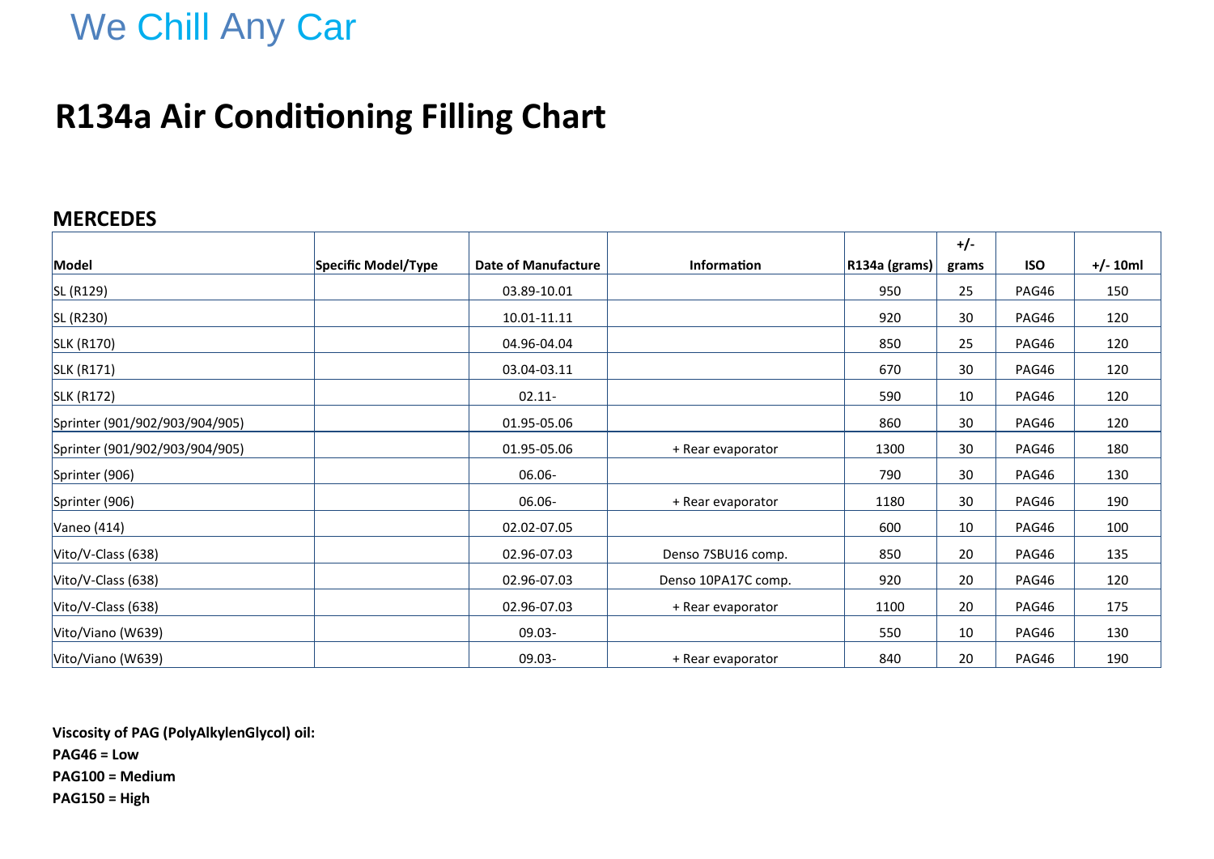We Chill Any Car

# R134a Air Conditioning Filling Chart

## MERCEDES

| Model | Specific Model/Type | Date of Manufacture | Information | R134a (grams) | +/- grams | ISO | +/- 10ml |
|---|---|---|---|---|---|---|---|
| SL (R129) | | 03.89-10.01 | | 950 | 25 | PAG46 | 150 |
| SL (R230) | | 10.01-11.11 | | 920 | 30 | PAG46 | 120 |
| SLK (R170) | | 04.96-04.04 | | 850 | 25 | PAG46 | 120 |
| SLK (R171) | | 03.04-03.11 | | 670 | 30 | PAG46 | 120 |
| SLK (R172) | | 02.11- | | 590 | 10 | PAG46 | 120 |
| Sprinter (901/902/903/904/905) | | 01.95-05.06 | | 860 | 30 | PAG46 | 120 |
| Sprinter (901/902/903/904/905) | | 01.95-05.06 | + Rear evaporator | 1300 | 30 | PAG46 | 180 |
| Sprinter (906) | | 06.06- | | 790 | 30 | PAG46 | 130 |
| Sprinter (906) | | 06.06- | + Rear evaporator | 1180 | 30 | PAG46 | 190 |
| Vaneo (414) | | 02.02-07.05 | | 600 | 10 | PAG46 | 100 |
| Vito/V-Class (638) | | 02.96-07.03 | Denso 7SBU16 comp. | 850 | 20 | PAG46 | 135 |
| Vito/V-Class (638) | | 02.96-07.03 | Denso 10PA17C comp. | 920 | 20 | PAG46 | 120 |
| Vito/V-Class (638) | | 02.96-07.03 | + Rear evaporator | 1100 | 20 | PAG46 | 175 |
| Vito/Viano (W639) | | 09.03- | | 550 | 10 | PAG46 | 130 |
| Vito/Viano (W639) | | 09.03- | + Rear evaporator | 840 | 20 | PAG46 | 190 |

**Viscosity of PAG (PolyAlkylenGlycol) oil:**

**PAG46 = Low**

**PAG100 = Medium**

**PAG150 = High**